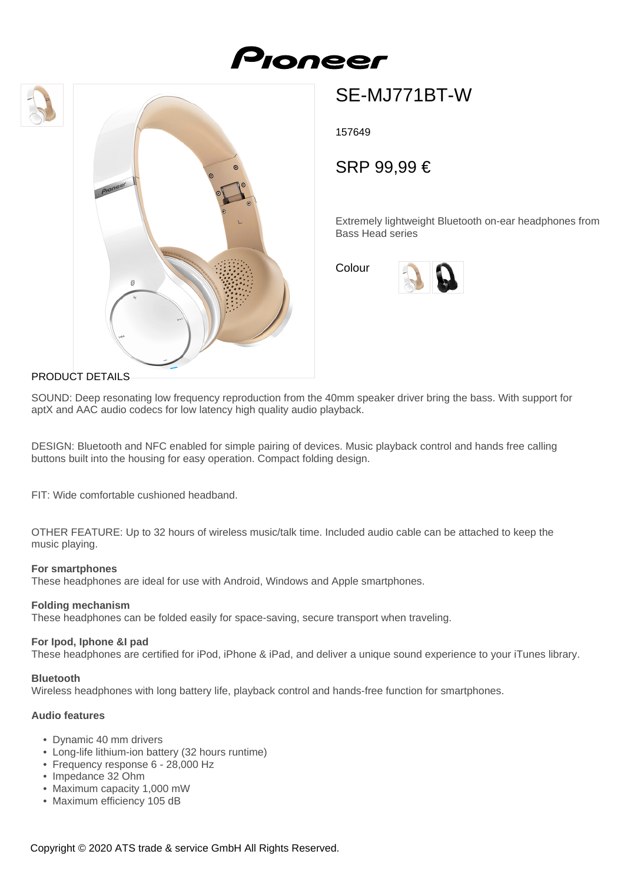# Pioneer

## SE-MJ771BT-W

157649

SRP 99,99 €

Extremely lightweight Bluetooth on-ear headphones from Bass Head series

Colour

PRODUCT DETAILS

SOUND: Deep resonating low frequency reproduction from the 40mm speaker driver bring the bass. With support for aptX and AAC audio codecs for low latency high quality audio playback.

DESIGN: Bluetooth and NFC enabled for simple pairing of devices. Music playback control and hands free calling buttons built into the housing for easy operation. Compact folding design.

FIT: Wide comfortable cushioned headband.

OTHER FEATURE: Up to 32 hours of wireless music/talk time. Included audio cable can be attached to keep the music playing.

**For smartphones**
These headphones are ideal for use with Android, Windows and Apple smartphones.

**Folding mechanism**
These headphones can be folded easily for space-saving, secure transport when traveling.

**For Ipod, Iphone &I pad**
These headphones are certified for iPod, iPhone & iPad, and deliver a unique sound experience to your iTunes library.

**Bluetooth**
Wireless headphones with long battery life, playback control and hands-free function for smartphones.

**Audio features**

- Dynamic 40 mm drivers
- Long-life lithium-ion battery (32 hours runtime)
- Frequency response 6 - 28,000 Hz
- Impedance 32 Ohm
- Maximum capacity 1,000 mW
- Maximum efficiency 105 dB

Copyright © 2020 ATS trade & service GmbH All Rights Reserved.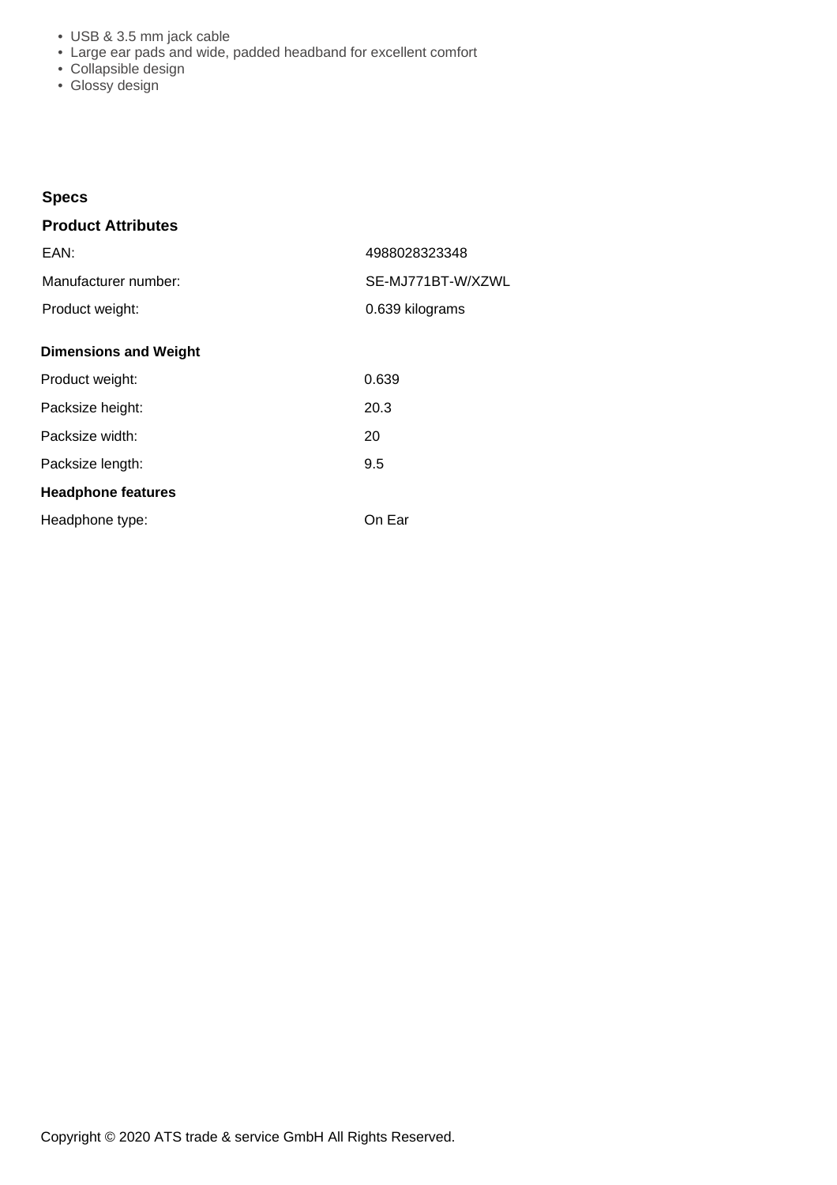- USB & 3.5 mm jack cable
- Large ear pads and wide, padded headband for excellent comfort
- Collapsible design
- Glossy design

## Specs

### Product Attributes

| | |
|---|---|
| EAN: | 4988028323348 |
| Manufacturer number: | SE-MJ771BT-W/XZWL |
| Product weight: | 0.639 kilograms |

### Dimensions and Weight

| | |
|---|---|
| Product weight: | 0.639 |
| Packsize height: | 20.3 |
| Packsize width: | 20 |
| Packsize length: | 9.5 |

### Headphone features

| | |
|---|---|
| Headphone type: | On Ear |

Copyright © 2020 ATS trade & service GmbH All Rights Reserved.